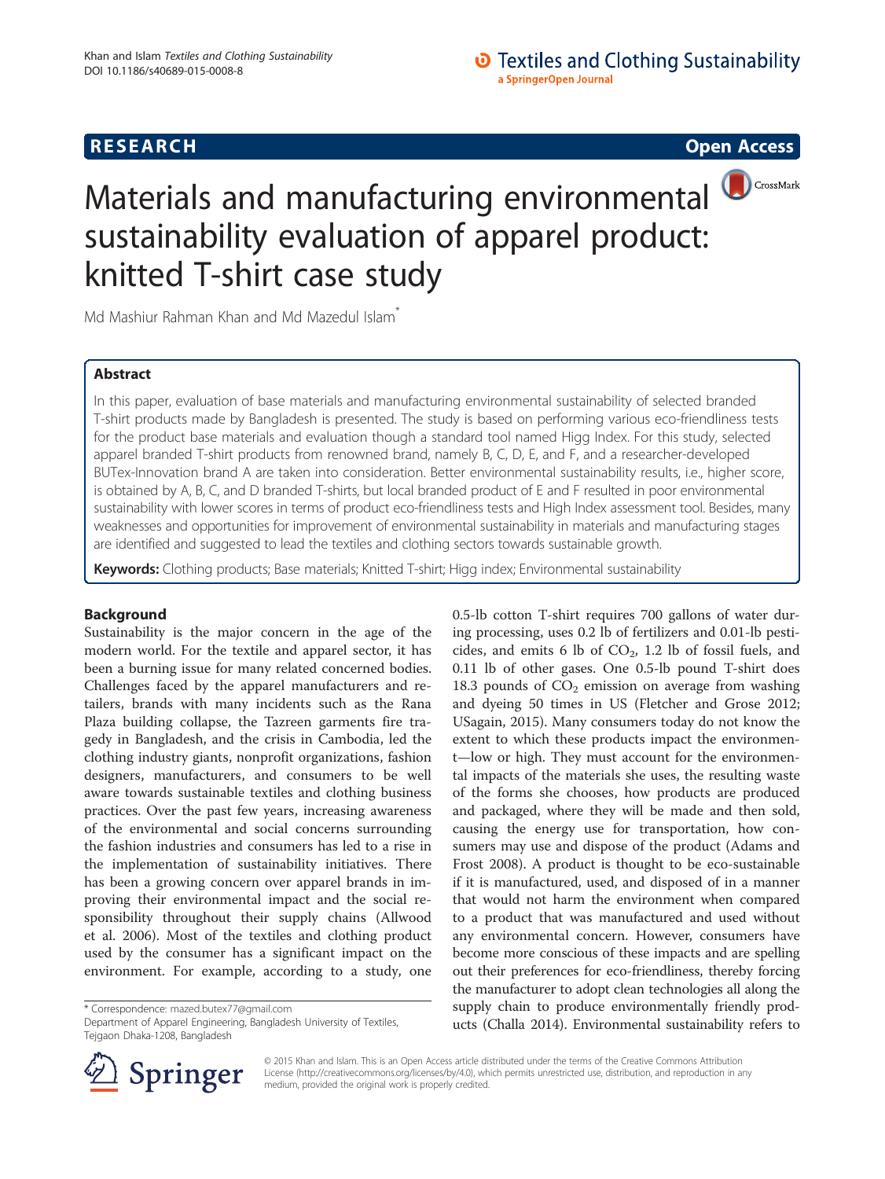RESEARCH

Open Access

# Materials and manufacturing environmental sustainability evaluation of apparel product: knitted T-shirt case study

Md Mashiur Rahman Khan and Md Mazedul Islam*

## Abstract

In this paper, evaluation of base materials and manufacturing environmental sustainability of selected branded T-shirt products made by Bangladesh is presented. The study is based on performing various eco-friendliness tests for the product base materials and evaluation though a standard tool named Higg Index. For this study, selected apparel branded T-shirt products from renowned brand, namely B, C, D, E, and F, and a researcher-developed BUTex-Innovation brand A are taken into consideration. Better environmental sustainability results, i.e., higher score, is obtained by A, B, C, and D branded T-shirts, but local branded product of E and F resulted in poor environmental sustainability with lower scores in terms of product eco-friendliness tests and High Index assessment tool. Besides, many weaknesses and opportunities for improvement of environmental sustainability in materials and manufacturing stages are identified and suggested to lead the textiles and clothing sectors towards sustainable growth.

**Keywords:** Clothing products; Base materials; Knitted T-shirt; Higg index; Environmental sustainability

## Background

Sustainability is the major concern in the age of the modern world. For the textile and apparel sector, it has been a burning issue for many related concerned bodies. Challenges faced by the apparel manufacturers and retailers, brands with many incidents such as the Rana Plaza building collapse, the Tazreen garments fire tragedy in Bangladesh, and the crisis in Cambodia, led the clothing industry giants, nonprofit organizations, fashion designers, manufacturers, and consumers to be well aware towards sustainable textiles and clothing business practices. Over the past few years, increasing awareness of the environmental and social concerns surrounding the fashion industries and consumers has led to a rise in the implementation of sustainability initiatives. There has been a growing concern over apparel brands in improving their environmental impact and the social responsibility throughout their supply chains (Allwood et al. 2006). Most of the textiles and clothing product used by the consumer has a significant impact on the environment. For example, according to a study, one 0.5-lb cotton T-shirt requires 700 gallons of water during processing, uses 0.2 lb of fertilizers and 0.01-lb pesticides, and emits 6 lb of $CO_2$, 1.2 lb of fossil fuels, and 0.11 lb of other gases. One 0.5-lb pound T-shirt does 18.3 pounds of $CO_2$ emission on average from washing and dyeing 50 times in US (Fletcher and Grose 2012; USagain, 2015). Many consumers today do not know the extent to which these products impact the environment—low or high. They must account for the environmental impacts of the materials she uses, the resulting waste of the forms she chooses, how products are produced and packaged, where they will be made and then sold, causing the energy use for transportation, how consumers may use and dispose of the product (Adams and Frost 2008). A product is thought to be eco-sustainable if it is manufactured, used, and disposed of in a manner that would not harm the environment when compared to a product that was manufactured and used without any environmental concern. However, consumers have become more conscious of these impacts and are spelling out their preferences for eco-friendliness, thereby forcing the manufacturer to adopt clean technologies all along the supply chain to produce environmentally friendly products (Challa 2014). Environmental sustainability refers to

\* Correspondence: mazed.butex77@gmail.com
Department of Apparel Engineering, Bangladesh University of Textiles, Tejgaon Dhaka-1208, Bangladesh

© 2015 Khan and Islam. This is an Open Access article distributed under the terms of the Creative Commons Attribution License (http://creativecommons.org/licenses/by/4.0), which permits unrestricted use, distribution, and reproduction in any medium, provided the original work is properly credited.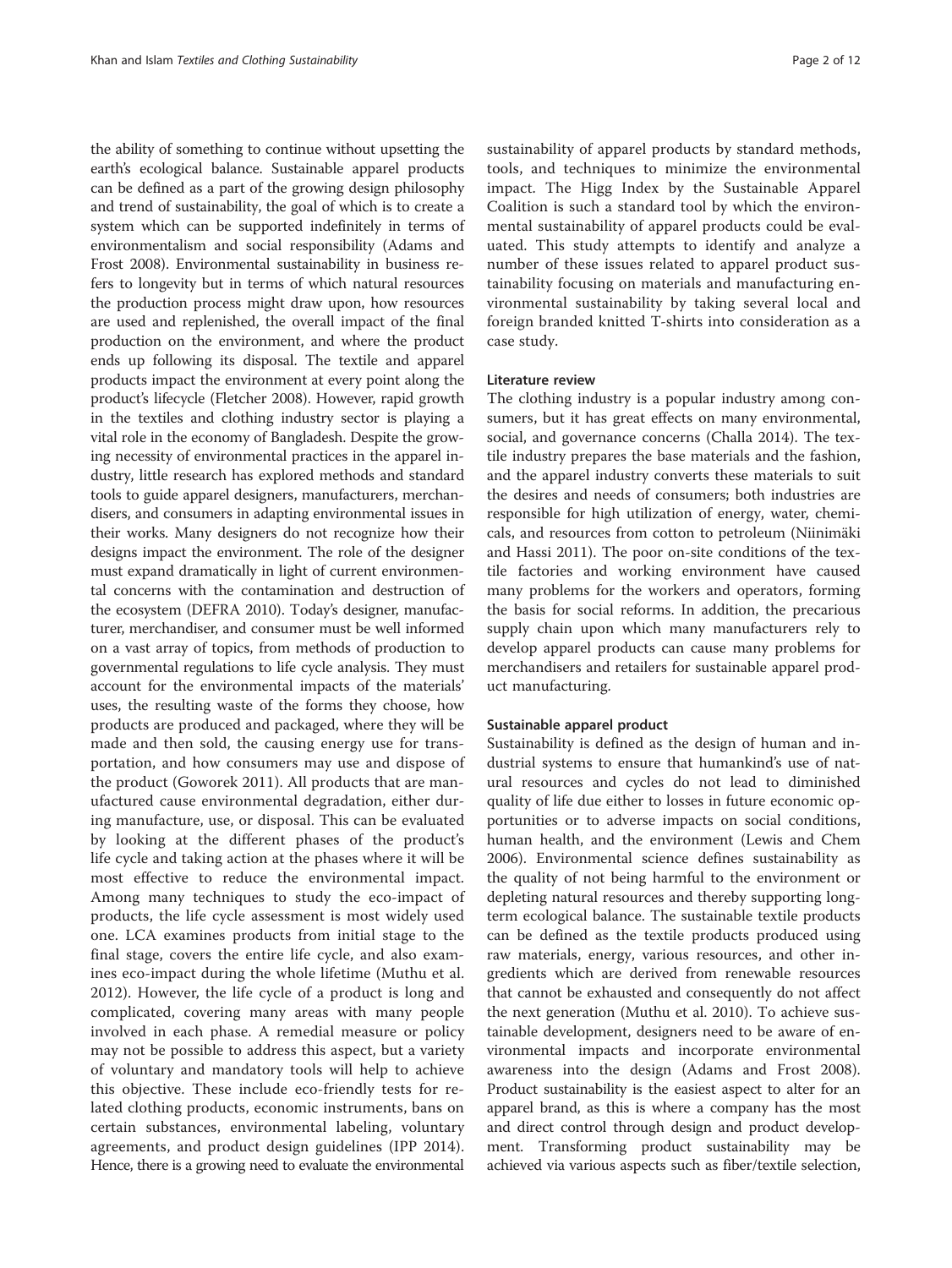the ability of something to continue without upsetting the earth's ecological balance. Sustainable apparel products can be defined as a part of the growing design philosophy and trend of sustainability, the goal of which is to create a system which can be supported indefinitely in terms of environmentalism and social responsibility (Adams and Frost 2008). Environmental sustainability in business refers to longevity but in terms of which natural resources the production process might draw upon, how resources are used and replenished, the overall impact of the final production on the environment, and where the product ends up following its disposal. The textile and apparel products impact the environment at every point along the product's lifecycle (Fletcher 2008). However, rapid growth in the textiles and clothing industry sector is playing a vital role in the economy of Bangladesh. Despite the growing necessity of environmental practices in the apparel industry, little research has explored methods and standard tools to guide apparel designers, manufacturers, merchandisers, and consumers in adapting environmental issues in their works. Many designers do not recognize how their designs impact the environment. The role of the designer must expand dramatically in light of current environmental concerns with the contamination and destruction of the ecosystem (DEFRA 2010). Today's designer, manufacturer, merchandiser, and consumer must be well informed on a vast array of topics, from methods of production to governmental regulations to life cycle analysis. They must account for the environmental impacts of the materials' uses, the resulting waste of the forms they choose, how products are produced and packaged, where they will be made and then sold, the causing energy use for transportation, and how consumers may use and dispose of the product (Goworek 2011). All products that are manufactured cause environmental degradation, either during manufacture, use, or disposal. This can be evaluated by looking at the different phases of the product's life cycle and taking action at the phases where it will be most effective to reduce the environmental impact. Among many techniques to study the eco-impact of products, the life cycle assessment is most widely used one. LCA examines products from initial stage to the final stage, covers the entire life cycle, and also examines eco-impact during the whole lifetime (Muthu et al. 2012). However, the life cycle of a product is long and complicated, covering many areas with many people involved in each phase. A remedial measure or policy may not be possible to address this aspect, but a variety of voluntary and mandatory tools will help to achieve this objective. These include eco-friendly tests for related clothing products, economic instruments, bans on certain substances, environmental labeling, voluntary agreements, and product design guidelines (IPP 2014). Hence, there is a growing need to evaluate the environmental sustainability of apparel products by standard methods, tools, and techniques to minimize the environmental impact. The Higg Index by the Sustainable Apparel Coalition is such a standard tool by which the environmental sustainability of apparel products could be evaluated. This study attempts to identify and analyze a number of these issues related to apparel product sustainability focusing on materials and manufacturing environmental sustainability by taking several local and foreign branded knitted T-shirts into consideration as a case study.

## Literature review

The clothing industry is a popular industry among consumers, but it has great effects on many environmental, social, and governance concerns (Challa 2014). The textile industry prepares the base materials and the fashion, and the apparel industry converts these materials to suit the desires and needs of consumers; both industries are responsible for high utilization of energy, water, chemicals, and resources from cotton to petroleum (Niinimäki and Hassi 2011). The poor on-site conditions of the textile factories and working environment have caused many problems for the workers and operators, forming the basis for social reforms. In addition, the precarious supply chain upon which many manufacturers rely to develop apparel products can cause many problems for merchandisers and retailers for sustainable apparel product manufacturing.

### Sustainable apparel product

Sustainability is defined as the design of human and industrial systems to ensure that humankind's use of natural resources and cycles do not lead to diminished quality of life due either to losses in future economic opportunities or to adverse impacts on social conditions, human health, and the environment (Lewis and Chem 2006). Environmental science defines sustainability as the quality of not being harmful to the environment or depleting natural resources and thereby supporting long-term ecological balance. The sustainable textile products can be defined as the textile products produced using raw materials, energy, various resources, and other ingredients which are derived from renewable resources that cannot be exhausted and consequently do not affect the next generation (Muthu et al. 2010). To achieve sustainable development, designers need to be aware of environmental impacts and incorporate environmental awareness into the design (Adams and Frost 2008). Product sustainability is the easiest aspect to alter for an apparel brand, as this is where a company has the most and direct control through design and product development. Transforming product sustainability may be achieved via various aspects such as fiber/textile selection,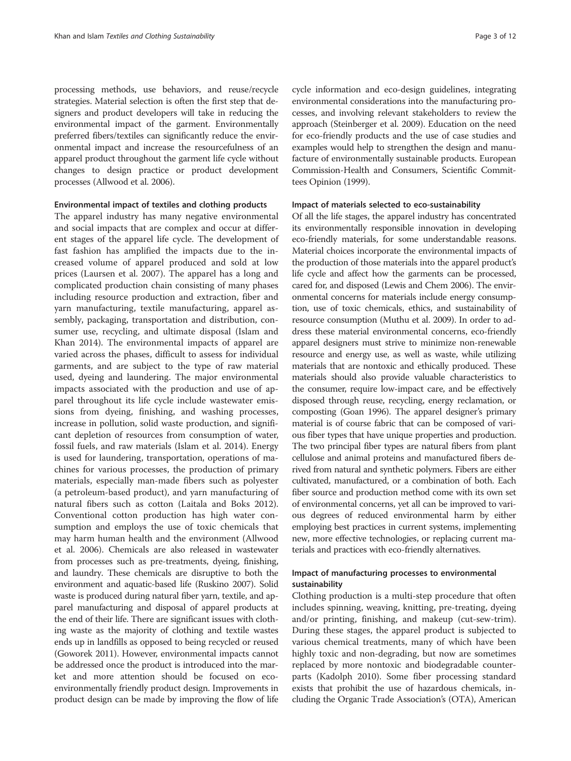processing methods, use behaviors, and reuse/recycle strategies. Material selection is often the first step that designers and product developers will take in reducing the environmental impact of the garment. Environmentally preferred fibers/textiles can significantly reduce the environmental impact and increase the resourcefulness of an apparel product throughout the garment life cycle without changes to design practice or product development processes (Allwood et al. 2006).

### Environmental impact of textiles and clothing products

The apparel industry has many negative environmental and social impacts that are complex and occur at different stages of the apparel life cycle. The development of fast fashion has amplified the impacts due to the increased volume of apparel produced and sold at low prices (Laursen et al. 2007). The apparel has a long and complicated production chain consisting of many phases including resource production and extraction, fiber and yarn manufacturing, textile manufacturing, apparel assembly, packaging, transportation and distribution, consumer use, recycling, and ultimate disposal (Islam and Khan 2014). The environmental impacts of apparel are varied across the phases, difficult to assess for individual garments, and are subject to the type of raw material used, dyeing and laundering. The major environmental impacts associated with the production and use of apparel throughout its life cycle include wastewater emissions from dyeing, finishing, and washing processes, increase in pollution, solid waste production, and significant depletion of resources from consumption of water, fossil fuels, and raw materials (Islam et al. 2014). Energy is used for laundering, transportation, operations of machines for various processes, the production of primary materials, especially man-made fibers such as polyester (a petroleum-based product), and yarn manufacturing of natural fibers such as cotton (Laitala and Boks 2012). Conventional cotton production has high water consumption and employs the use of toxic chemicals that may harm human health and the environment (Allwood et al. 2006). Chemicals are also released in wastewater from processes such as pre-treatments, dyeing, finishing, and laundry. These chemicals are disruptive to both the environment and aquatic-based life (Ruskino 2007). Solid waste is produced during natural fiber yarn, textile, and apparel manufacturing and disposal of apparel products at the end of their life. There are significant issues with clothing waste as the majority of clothing and textile wastes ends up in landfills as opposed to being recycled or reused (Goworek 2011). However, environmental impacts cannot be addressed once the product is introduced into the market and more attention should be focused on eco-environmentally friendly product design. Improvements in product design can be made by improving the flow of life cycle information and eco-design guidelines, integrating environmental considerations into the manufacturing processes, and involving relevant stakeholders to review the approach (Steinberger et al. 2009). Education on the need for eco-friendly products and the use of case studies and examples would help to strengthen the design and manufacture of environmentally sustainable products. European Commission-Health and Consumers, Scientific Committees Opinion (1999).

### Impact of materials selected to eco-sustainability

Of all the life stages, the apparel industry has concentrated its environmentally responsible innovation in developing eco-friendly materials, for some understandable reasons. Material choices incorporate the environmental impacts of the production of those materials into the apparel product's life cycle and affect how the garments can be processed, cared for, and disposed (Lewis and Chem 2006). The environmental concerns for materials include energy consumption, use of toxic chemicals, ethics, and sustainability of resource consumption (Muthu et al. 2009). In order to address these material environmental concerns, eco-friendly apparel designers must strive to minimize non-renewable resource and energy use, as well as waste, while utilizing materials that are nontoxic and ethically produced. These materials should also provide valuable characteristics to the consumer, require low-impact care, and be effectively disposed through reuse, recycling, energy reclamation, or composting (Goan 1996). The apparel designer's primary material is of course fabric that can be composed of various fiber types that have unique properties and production. The two principal fiber types are natural fibers from plant cellulose and animal proteins and manufactured fibers derived from natural and synthetic polymers. Fibers are either cultivated, manufactured, or a combination of both. Each fiber source and production method come with its own set of environmental concerns, yet all can be improved to various degrees of reduced environmental harm by either employing best practices in current systems, implementing new, more effective technologies, or replacing current materials and practices with eco-friendly alternatives.

### Impact of manufacturing processes to environmental sustainability

Clothing production is a multi-step procedure that often includes spinning, weaving, knitting, pre-treating, dyeing and/or printing, finishing, and makeup (cut-sew-trim). During these stages, the apparel product is subjected to various chemical treatments, many of which have been highly toxic and non-degrading, but now are sometimes replaced by more nontoxic and biodegradable counterparts (Kadolph 2010). Some fiber processing standard exists that prohibit the use of hazardous chemicals, including the Organic Trade Association's (OTA), American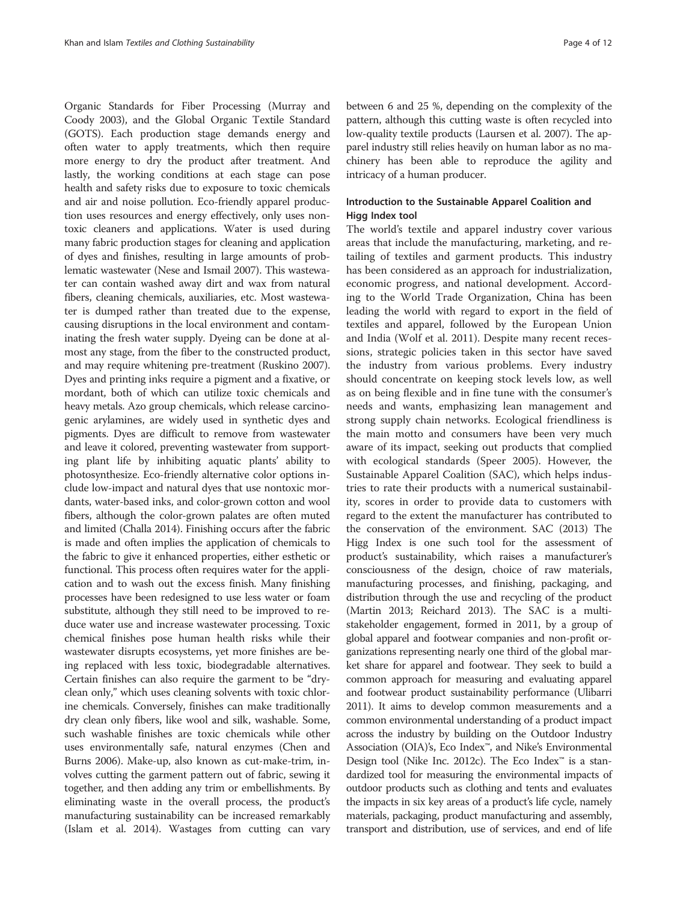Organic Standards for Fiber Processing (Murray and Coody 2003), and the Global Organic Textile Standard (GOTS). Each production stage demands energy and often water to apply treatments, which then require more energy to dry the product after treatment. And lastly, the working conditions at each stage can pose health and safety risks due to exposure to toxic chemicals and air and noise pollution. Eco-friendly apparel production uses resources and energy effectively, only uses nontoxic cleaners and applications. Water is used during many fabric production stages for cleaning and application of dyes and finishes, resulting in large amounts of problematic wastewater (Nese and Ismail 2007). This wastewater can contain washed away dirt and wax from natural fibers, cleaning chemicals, auxiliaries, etc. Most wastewater is dumped rather than treated due to the expense, causing disruptions in the local environment and contaminating the fresh water supply. Dyeing can be done at almost any stage, from the fiber to the constructed product, and may require whitening pre-treatment (Ruskino 2007). Dyes and printing inks require a pigment and a fixative, or mordant, both of which can utilize toxic chemicals and heavy metals. Azo group chemicals, which release carcinogenic arylamines, are widely used in synthetic dyes and pigments. Dyes are difficult to remove from wastewater and leave it colored, preventing wastewater from supporting plant life by inhibiting aquatic plants' ability to photosynthesize. Eco-friendly alternative color options include low-impact and natural dyes that use nontoxic mordants, water-based inks, and color-grown cotton and wool fibers, although the color-grown palates are often muted and limited (Challa 2014). Finishing occurs after the fabric is made and often implies the application of chemicals to the fabric to give it enhanced properties, either esthetic or functional. This process often requires water for the application and to wash out the excess finish. Many finishing processes have been redesigned to use less water or foam substitute, although they still need to be improved to reduce water use and increase wastewater processing. Toxic chemical finishes pose human health risks while their wastewater disrupts ecosystems, yet more finishes are being replaced with less toxic, biodegradable alternatives. Certain finishes can also require the garment to be "dry-clean only," which uses cleaning solvents with toxic chlorine chemicals. Conversely, finishes can make traditionally dry clean only fibers, like wool and silk, washable. Some, such washable finishes are toxic chemicals while other uses environmentally safe, natural enzymes (Chen and Burns 2006). Make-up, also known as cut-make-trim, involves cutting the garment pattern out of fabric, sewing it together, and then adding any trim or embellishments. By eliminating waste in the overall process, the product's manufacturing sustainability can be increased remarkably (Islam et al. 2014). Wastages from cutting can vary between 6 and 25 %, depending on the complexity of the pattern, although this cutting waste is often recycled into low-quality textile products (Laursen et al. 2007). The apparel industry still relies heavily on human labor as no machinery has been able to reproduce the agility and intricacy of a human producer.

## Introduction to the Sustainable Apparel Coalition and Higg Index tool

The world's textile and apparel industry cover various areas that include the manufacturing, marketing, and retailing of textiles and garment products. This industry has been considered as an approach for industrialization, economic progress, and national development. According to the World Trade Organization, China has been leading the world with regard to export in the field of textiles and apparel, followed by the European Union and India (Wolf et al. 2011). Despite many recent recessions, strategic policies taken in this sector have saved the industry from various problems. Every industry should concentrate on keeping stock levels low, as well as on being flexible and in fine tune with the consumer's needs and wants, emphasizing lean management and strong supply chain networks. Ecological friendliness is the main motto and consumers have been very much aware of its impact, seeking out products that complied with ecological standards (Speer 2005). However, the Sustainable Apparel Coalition (SAC), which helps industries to rate their products with a numerical sustainability, scores in order to provide data to customers with regard to the extent the manufacturer has contributed to the conservation of the environment. SAC (2013) The Higg Index is one such tool for the assessment of product's sustainability, which raises a manufacturer's consciousness of the design, choice of raw materials, manufacturing processes, and finishing, packaging, and distribution through the use and recycling of the product (Martin 2013; Reichard 2013). The SAC is a multi-stakeholder engagement, formed in 2011, by a group of global apparel and footwear companies and non-profit organizations representing nearly one third of the global market share for apparel and footwear. They seek to build a common approach for measuring and evaluating apparel and footwear product sustainability performance (Ulibarri 2011). It aims to develop common measurements and a common environmental understanding of a product impact across the industry by building on the Outdoor Industry Association (OIA)'s, Eco Index™, and Nike's Environmental Design tool (Nike Inc. 2012c). The Eco Index™ is a standardized tool for measuring the environmental impacts of outdoor products such as clothing and tents and evaluates the impacts in six key areas of a product's life cycle, namely materials, packaging, product manufacturing and assembly, transport and distribution, use of services, and end of life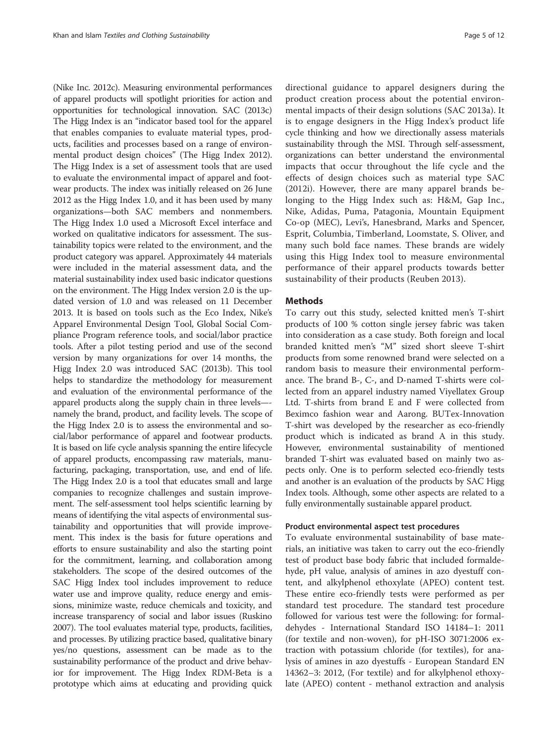(Nike Inc. 2012c). Measuring environmental performances of apparel products will spotlight priorities for action and opportunities for technological innovation. SAC (2013c) The Higg Index is an "indicator based tool for the apparel that enables companies to evaluate material types, products, facilities and processes based on a range of environmental product design choices" (The Higg Index 2012). The Higg Index is a set of assessment tools that are used to evaluate the environmental impact of apparel and footwear products. The index was initially released on 26 June 2012 as the Higg Index 1.0, and it has been used by many organizations—both SAC members and nonmembers. The Higg Index 1.0 used a Microsoft Excel interface and worked on qualitative indicators for assessment. The sustainability topics were related to the environment, and the product category was apparel. Approximately 44 materials were included in the material assessment data, and the material sustainability index used basic indicator questions on the environment. The Higg Index version 2.0 is the updated version of 1.0 and was released on 11 December 2013. It is based on tools such as the Eco Index, Nike's Apparel Environmental Design Tool, Global Social Compliance Program reference tools, and social/labor practice tools. After a pilot testing period and use of the second version by many organizations for over 14 months, the Higg Index 2.0 was introduced SAC (2013b). This tool helps to standardize the methodology for measurement and evaluation of the environmental performance of the apparel products along the supply chain in three levels—-namely the brand, product, and facility levels. The scope of the Higg Index 2.0 is to assess the environmental and social/labor performance of apparel and footwear products. It is based on life cycle analysis spanning the entire lifecycle of apparel products, encompassing raw materials, manufacturing, packaging, transportation, use, and end of life. The Higg Index 2.0 is a tool that educates small and large companies to recognize challenges and sustain improvement. The self-assessment tool helps scientific learning by means of identifying the vital aspects of environmental sustainability and opportunities that will provide improvement. This index is the basis for future operations and efforts to ensure sustainability and also the starting point for the commitment, learning, and collaboration among stakeholders. The scope of the desired outcomes of the SAC Higg Index tool includes improvement to reduce water use and improve quality, reduce energy and emissions, minimize waste, reduce chemicals and toxicity, and increase transparency of social and labor issues (Ruskino 2007). The tool evaluates material type, products, facilities, and processes. By utilizing practice based, qualitative binary yes/no questions, assessment can be made as to the sustainability performance of the product and drive behavior for improvement. The Higg Index RDM-Beta is a prototype which aims at educating and providing quick directional guidance to apparel designers during the product creation process about the potential environmental impacts of their design solutions (SAC 2013a). It is to engage designers in the Higg Index's product life cycle thinking and how we directionally assess materials sustainability through the MSI. Through self-assessment, organizations can better understand the environmental impacts that occur throughout the life cycle and the effects of design choices such as material type SAC (2012i). However, there are many apparel brands belonging to the Higg Index such as: H&M, Gap Inc., Nike, Adidas, Puma, Patagonia, Mountain Equipment Co-op (MEC), Levi's, Hanesbrand, Marks and Spencer, Esprit, Columbia, Timberland, Loomstate, S. Oliver, and many such bold face names. These brands are widely using this Higg Index tool to measure environmental performance of their apparel products towards better sustainability of their products (Reuben 2013).

## Methods

To carry out this study, selected knitted men's T-shirt products of 100 % cotton single jersey fabric was taken into consideration as a case study. Both foreign and local branded knitted men's "M" sized short sleeve T-shirt products from some renowned brand were selected on a random basis to measure their environmental performance. The brand B-, C-, and D-named T-shirts were collected from an apparel industry named Viyellatex Group Ltd. T-shirts from brand E and F were collected from Beximco fashion wear and Aarong. BUTex-Innovation T-shirt was developed by the researcher as eco-friendly product which is indicated as brand A in this study. However, environmental sustainability of mentioned branded T-shirt was evaluated based on mainly two aspects only. One is to perform selected eco-friendly tests and another is an evaluation of the products by SAC Higg Index tools. Although, some other aspects are related to a fully environmentally sustainable apparel product.

### Product environmental aspect test procedures

To evaluate environmental sustainability of base materials, an initiative was taken to carry out the eco-friendly test of product base body fabric that included formaldehyde, pH value, analysis of amines in azo dyestuff content, and alkylphenol ethoxylate (APEO) content test. These entire eco-friendly tests were performed as per standard test procedure. The standard test procedure followed for various test were the following: for formaldehydes - International Standard ISO 14184–1: 2011 (for textile and non-woven), for pH-ISO 3071:2006 extraction with potassium chloride (for textiles), for analysis of amines in azo dyestuffs - European Standard EN 14362–3: 2012, (For textile) and for alkylphenol ethoxylate (APEO) content - methanol extraction and analysis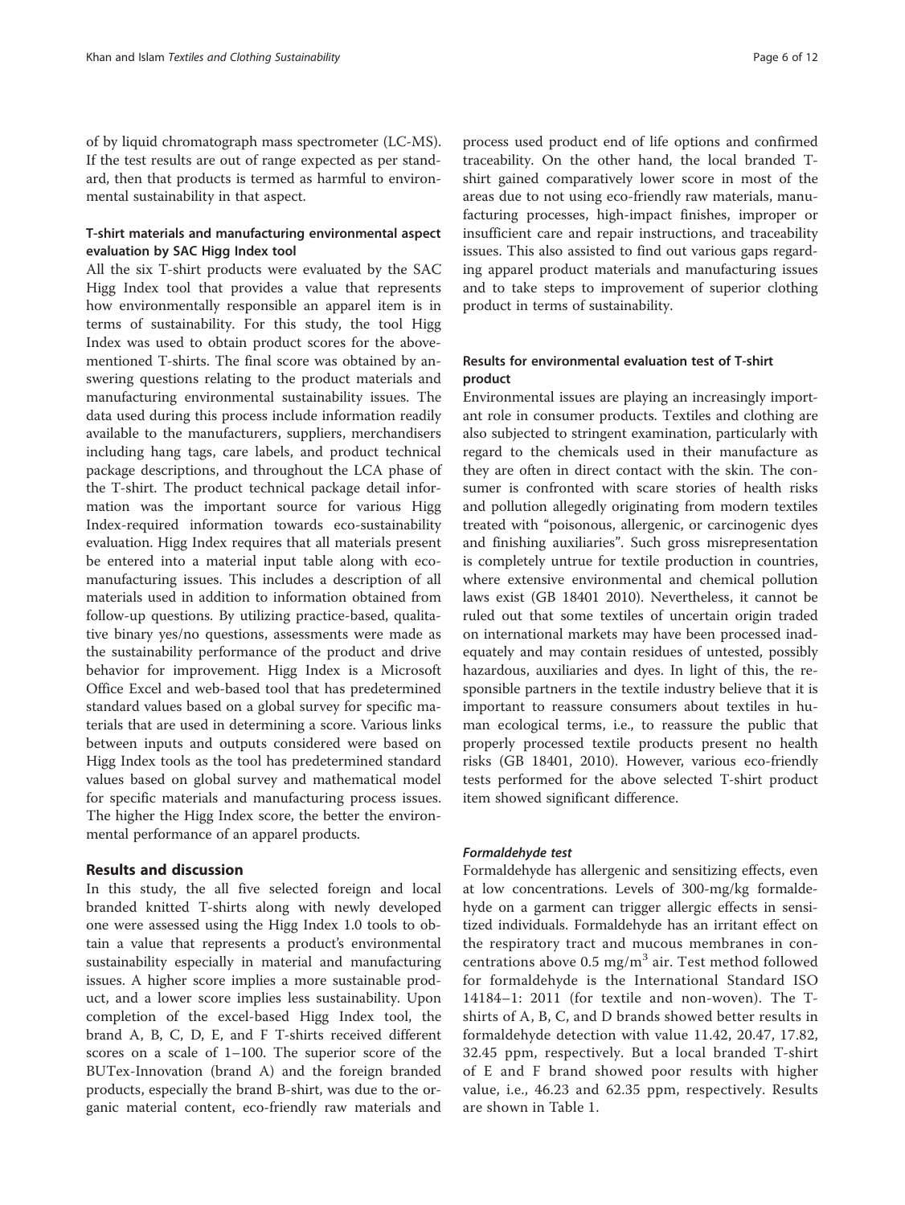of by liquid chromatograph mass spectrometer (LC-MS). If the test results are out of range expected as per standard, then that products is termed as harmful to environmental sustainability in that aspect.

### T-shirt materials and manufacturing environmental aspect evaluation by SAC Higg Index tool

All the six T-shirt products were evaluated by the SAC Higg Index tool that provides a value that represents how environmentally responsible an apparel item is in terms of sustainability. For this study, the tool Higg Index was used to obtain product scores for the above-mentioned T-shirts. The final score was obtained by answering questions relating to the product materials and manufacturing environmental sustainability issues. The data used during this process include information readily available to the manufacturers, suppliers, merchandisers including hang tags, care labels, and product technical package descriptions, and throughout the LCA phase of the T-shirt. The product technical package detail information was the important source for various Higg Index-required information towards eco-sustainability evaluation. Higg Index requires that all materials present be entered into a material input table along with eco-manufacturing issues. This includes a description of all materials used in addition to information obtained from follow-up questions. By utilizing practice-based, qualitative binary yes/no questions, assessments were made as the sustainability performance of the product and drive behavior for improvement. Higg Index is a Microsoft Office Excel and web-based tool that has predetermined standard values based on a global survey for specific materials that are used in determining a score. Various links between inputs and outputs considered were based on Higg Index tools as the tool has predetermined standard values based on global survey and mathematical model for specific materials and manufacturing process issues. The higher the Higg Index score, the better the environmental performance of an apparel products.

## Results and discussion

In this study, the all five selected foreign and local branded knitted T-shirts along with newly developed one were assessed using the Higg Index 1.0 tools to obtain a value that represents a product's environmental sustainability especially in material and manufacturing issues. A higher score implies a more sustainable product, and a lower score implies less sustainability. Upon completion of the excel-based Higg Index tool, the brand A, B, C, D, E, and F T-shirts received different scores on a scale of 1–100. The superior score of the BUTex-Innovation (brand A) and the foreign branded products, especially the brand B-shirt, was due to the organic material content, eco-friendly raw materials and process used product end of life options and confirmed traceability. On the other hand, the local branded T-shirt gained comparatively lower score in most of the areas due to not using eco-friendly raw materials, manufacturing processes, high-impact finishes, improper or insufficient care and repair instructions, and traceability issues. This also assisted to find out various gaps regarding apparel product materials and manufacturing issues and to take steps to improvement of superior clothing product in terms of sustainability.

### Results for environmental evaluation test of T-shirt product

Environmental issues are playing an increasingly important role in consumer products. Textiles and clothing are also subjected to stringent examination, particularly with regard to the chemicals used in their manufacture as they are often in direct contact with the skin. The consumer is confronted with scare stories of health risks and pollution allegedly originating from modern textiles treated with "poisonous, allergenic, or carcinogenic dyes and finishing auxiliaries". Such gross misrepresentation is completely untrue for textile production in countries, where extensive environmental and chemical pollution laws exist (GB 18401 2010). Nevertheless, it cannot be ruled out that some textiles of uncertain origin traded on international markets may have been processed inadequately and may contain residues of untested, possibly hazardous, auxiliaries and dyes. In light of this, the responsible partners in the textile industry believe that it is important to reassure consumers about textiles in human ecological terms, i.e., to reassure the public that properly processed textile products present no health risks (GB 18401, 2010). However, various eco-friendly tests performed for the above selected T-shirt product item showed significant difference.

#### *Formaldehyde test*

Formaldehyde has allergenic and sensitizing effects, even at low concentrations. Levels of 300-mg/kg formaldehyde on a garment can trigger allergic effects in sensitized individuals. Formaldehyde has an irritant effect on the respiratory tract and mucous membranes in concentrations above 0.5 mg/m$^3$ air. Test method followed for formaldehyde is the International Standard ISO 14184–1: 2011 (for textile and non-woven). The T-shirts of A, B, C, and D brands showed better results in formaldehyde detection with value 11.42, 20.47, 17.82, 32.45 ppm, respectively. But a local branded T-shirt of E and F brand showed poor results with higher value, i.e., 46.23 and 62.35 ppm, respectively. Results are shown in Table 1.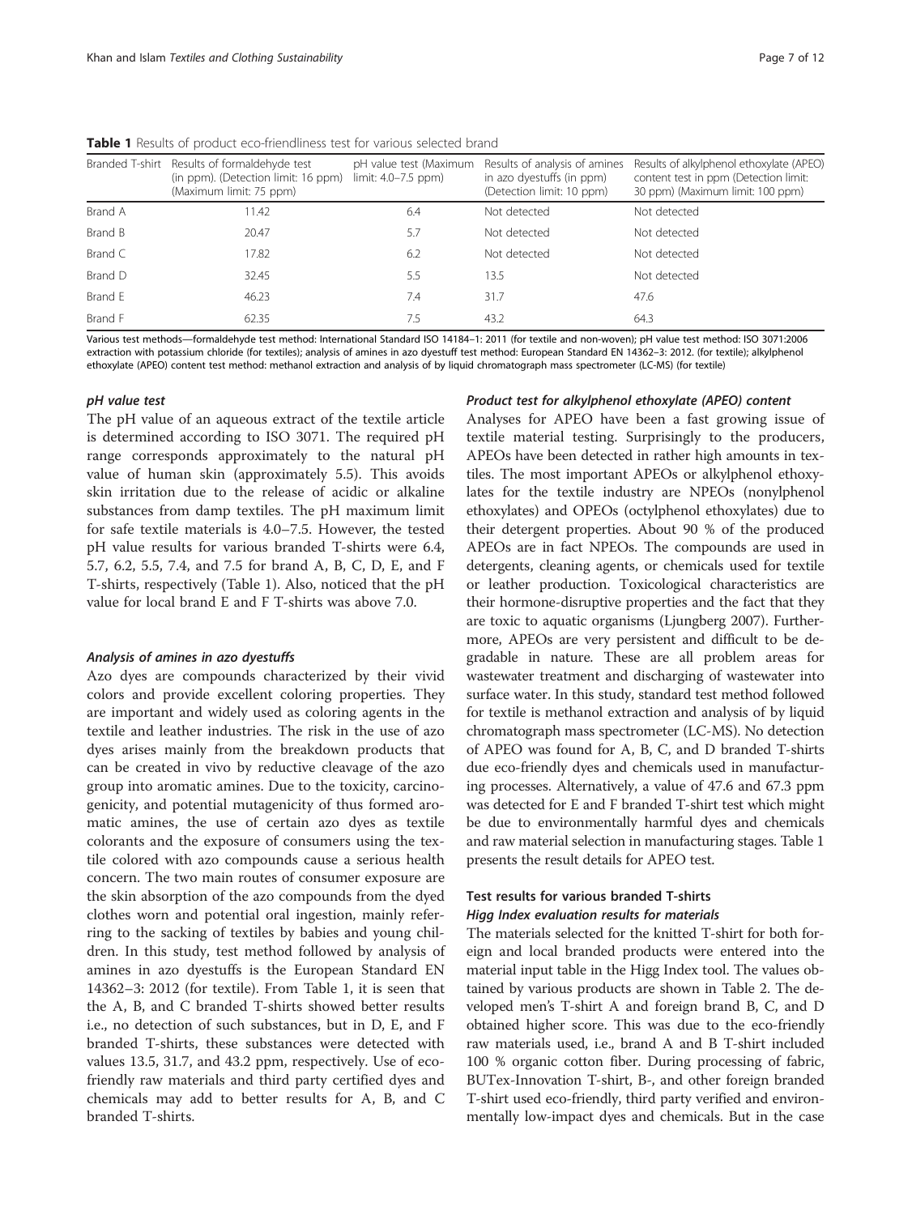**Table 1** Results of product eco-friendliness test for various selected brand

| Branded T-shirt | Results of formaldehyde test (in ppm). (Detection limit: 16 ppm) (Maximum limit: 75 ppm) | pH value test (Maximum limit: 4.0–7.5 ppm) | Results of analysis of amines in azo dyestuffs (in ppm) (Detection limit: 10 ppm) | Results of alkylphenol ethoxylate (APEO) content test in ppm (Detection limit: 30 ppm) (Maximum limit: 100 ppm) |
|---|---|---|---|---|
| Brand A | 11.42 | 6.4 | Not detected | Not detected |
| Brand B | 20.47 | 5.7 | Not detected | Not detected |
| Brand C | 17.82 | 6.2 | Not detected | Not detected |
| Brand D | 32.45 | 5.5 | 13.5 | Not detected |
| Brand E | 46.23 | 7.4 | 31.7 | 47.6 |
| Brand F | 62.35 | 7.5 | 43.2 | 64.3 |

Various test methods—formaldehyde test method: International Standard ISO 14184–1: 2011 (for textile and non-woven); pH value test method: ISO 3071:2006 extraction with potassium chloride (for textiles); analysis of amines in azo dyestuff test method: European Standard EN 14362–3: 2012. (for textile); alkylphenol ethoxylate (APEO) content test method: methanol extraction and analysis of by liquid chromatograph mass spectrometer (LC-MS) (for textile)

#### *pH value test*

The pH value of an aqueous extract of the textile article is determined according to ISO 3071. The required pH range corresponds approximately to the natural pH value of human skin (approximately 5.5). This avoids skin irritation due to the release of acidic or alkaline substances from damp textiles. The pH maximum limit for safe textile materials is 4.0–7.5. However, the tested pH value results for various branded T-shirts were 6.4, 5.7, 6.2, 5.5, 7.4, and 7.5 for brand A, B, C, D, E, and F T-shirts, respectively (Table 1). Also, noticed that the pH value for local brand E and F T-shirts was above 7.0.

#### *Analysis of amines in azo dyestuffs*

Azo dyes are compounds characterized by their vivid colors and provide excellent coloring properties. They are important and widely used as coloring agents in the textile and leather industries. The risk in the use of azo dyes arises mainly from the breakdown products that can be created in vivo by reductive cleavage of the azo group into aromatic amines. Due to the toxicity, carcinogenicity, and potential mutagenicity of thus formed aromatic amines, the use of certain azo dyes as textile colorants and the exposure of consumers using the textile colored with azo compounds cause a serious health concern. The two main routes of consumer exposure are the skin absorption of the azo compounds from the dyed clothes worn and potential oral ingestion, mainly referring to the sacking of textiles by babies and young children. In this study, test method followed by analysis of amines in azo dyestuffs is the European Standard EN 14362–3: 2012 (for textile). From Table 1, it is seen that the A, B, and C branded T-shirts showed better results i.e., no detection of such substances, but in D, E, and F branded T-shirts, these substances were detected with values 13.5, 31.7, and 43.2 ppm, respectively. Use of eco-friendly raw materials and third party certified dyes and chemicals may add to better results for A, B, and C branded T-shirts.

#### *Product test for alkylphenol ethoxylate (APEO) content*

Analyses for APEO have been a fast growing issue of textile material testing. Surprisingly to the producers, APEOs have been detected in rather high amounts in textiles. The most important APEOs or alkylphenol ethoxylates for the textile industry are NPEOs (nonylphenol ethoxylates) and OPEOs (octylphenol ethoxylates) due to their detergent properties. About 90 % of the produced APEOs are in fact NPEOs. The compounds are used in detergents, cleaning agents, or chemicals used for textile or leather production. Toxicological characteristics are their hormone-disruptive properties and the fact that they are toxic to aquatic organisms (Ljungberg 2007). Furthermore, APEOs are very persistent and difficult to be degradable in nature. These are all problem areas for wastewater treatment and discharging of wastewater into surface water. In this study, standard test method followed for textile is methanol extraction and analysis of by liquid chromatograph mass spectrometer (LC-MS). No detection of APEO was found for A, B, C, and D branded T-shirts due eco-friendly dyes and chemicals used in manufacturing processes. Alternatively, a value of 47.6 and 67.3 ppm was detected for E and F branded T-shirt test which might be due to environmentally harmful dyes and chemicals and raw material selection in manufacturing stages. Table 1 presents the result details for APEO test.

### Test results for various branded T-shirts

#### *Higg Index evaluation results for materials*

The materials selected for the knitted T-shirt for both foreign and local branded products were entered into the material input table in the Higg Index tool. The values obtained by various products are shown in Table 2. The developed men's T-shirt A and foreign brand B, C, and D obtained higher score. This was due to the eco-friendly raw materials used, i.e., brand A and B T-shirt included 100 % organic cotton fiber. During processing of fabric, BUTex-Innovation T-shirt, B-, and other foreign branded T-shirt used eco-friendly, third party verified and environmentally low-impact dyes and chemicals. But in the case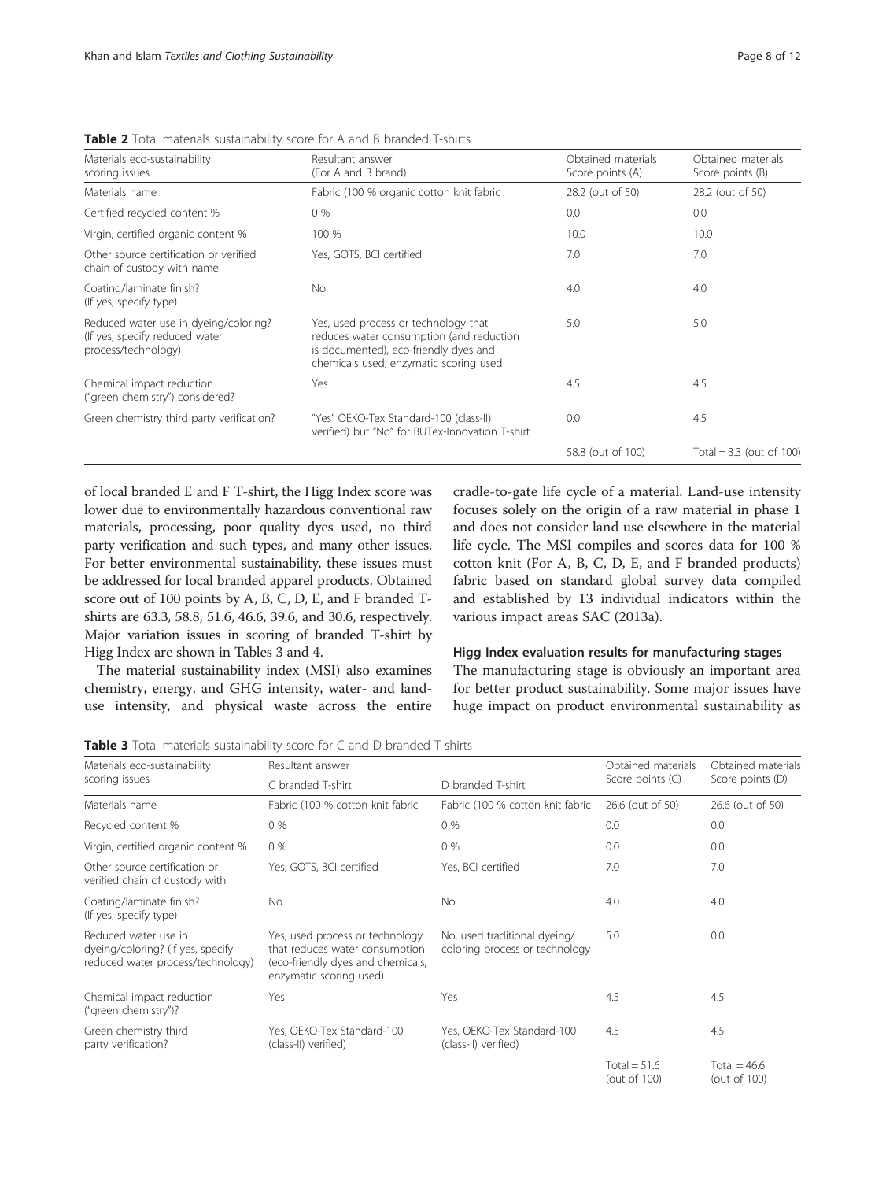**Table 2** Total materials sustainability score for A and B branded T-shirts

| Materials eco-sustainability scoring issues | Resultant answer (For A and B brand) | Obtained materials Score points (A) | Obtained materials Score points (B) |
|---|---|---|---|
| Materials name | Fabric (100 % organic cotton knit fabric | 28.2 (out of 50) | 28.2 (out of 50) |
| Certified recycled content % | 0 % | 0.0 | 0.0 |
| Virgin, certified organic content % | 100 % | 10.0 | 10.0 |
| Other source certification or verified chain of custody with name | Yes, GOTS, BCI certified | 7.0 | 7.0 |
| Coating/laminate finish? (If yes, specify type) | No | 4.0 | 4.0 |
| Reduced water use in dyeing/coloring? (If yes, specify reduced water process/technology) | Yes, used process or technology that reduces water consumption (and reduction is documented), eco-friendly dyes and chemicals used, enzymatic scoring used | 5.0 | 5.0 |
| Chemical impact reduction ("green chemistry") considered? | Yes | 4.5 | 4.5 |
| Green chemistry third party verification? | "Yes" OEKO-Tex Standard-100 (class-II) verified) but "No" for BUTex-Innovation T-shirt | 0.0 | 4.5 |
| | | 58.8 (out of 100) | Total = 3.3 (out of 100) |

of local branded E and F T-shirt, the Higg Index score was lower due to environmentally hazardous conventional raw materials, processing, poor quality dyes used, no third party verification and such types, and many other issues. For better environmental sustainability, these issues must be addressed for local branded apparel products. Obtained score out of 100 points by A, B, C, D, E, and F branded T-shirts are 63.3, 58.8, 51.6, 46.6, 39.6, and 30.6, respectively. Major variation issues in scoring of branded T-shirt by Higg Index are shown in Tables 3 and 4.

The material sustainability index (MSI) also examines chemistry, energy, and GHG intensity, water- and land-use intensity, and physical waste across the entire cradle-to-gate life cycle of a material. Land-use intensity focuses solely on the origin of a raw material in phase 1 and does not consider land use elsewhere in the material life cycle. The MSI compiles and scores data for 100 % cotton knit (For A, B, C, D, E, and F branded products) fabric based on standard global survey data compiled and established by 13 individual indicators within the various impact areas SAC (2013a).

### Higg Index evaluation results for manufacturing stages

The manufacturing stage is obviously an important area for better product sustainability. Some major issues have huge impact on product environmental sustainability as

**Table 3** Total materials sustainability score for C and D branded T-shirts

| Materials eco-sustainability scoring issues | Resultant answer | | Obtained materials Score points (C) | Obtained materials Score points (D) |
|---|---|---|---|---|
| | C branded T-shirt | D branded T-shirt | | |
| Materials name | Fabric (100 % cotton knit fabric | Fabric (100 % cotton knit fabric | 26.6 (out of 50) | 26.6 (out of 50) |
| Recycled content % | 0 % | 0 % | 0.0 | 0.0 |
| Virgin, certified organic content % | 0 % | 0 % | 0.0 | 0.0 |
| Other source certification or verified chain of custody with | Yes, GOTS, BCI certified | Yes, BCI certified | 7.0 | 7.0 |
| Coating/laminate finish? (If yes, specify type) | No | No | 4.0 | 4.0 |
| Reduced water use in dyeing/coloring? (If yes, specify reduced water process/technology) | Yes, used process or technology that reduces water consumption (eco-friendly dyes and chemicals, enzymatic scoring used) | No, used traditional dyeing/ coloring process or technology | 5.0 | 0.0 |
| Chemical impact reduction ("green chemistry")? | Yes | Yes | 4.5 | 4.5 |
| Green chemistry third party verification? | Yes, OEKO-Tex Standard-100 (class-II) verified) | Yes, OEKO-Tex Standard-100 (class-II) verified) | 4.5 | 4.5 |
| | | | Total = 51.6 (out of 100) | Total = 46.6 (out of 100) |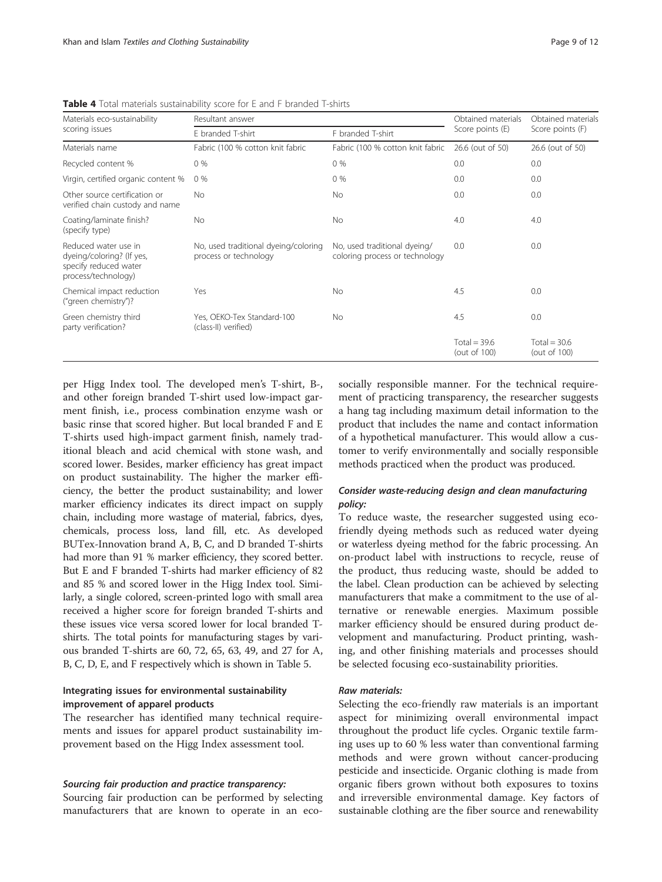**Table 4** Total materials sustainability score for E and F branded T-shirts

| Materials eco-sustainability scoring issues | Resultant answer | | Obtained materials Score points (E) | Obtained materials Score points (F) |
|---|---|---|---|---|
| | E branded T-shirt | F branded T-shirt | | |
| Materials name | Fabric (100 % cotton knit fabric | Fabric (100 % cotton knit fabric | 26.6 (out of 50) | 26.6 (out of 50) |
| Recycled content % | 0 % | 0 % | 0.0 | 0.0 |
| Virgin, certified organic content % | 0 % | 0 % | 0.0 | 0.0 |
| Other source certification or verified chain custody and name | No | No | 0.0 | 0.0 |
| Coating/laminate finish? (specify type) | No | No | 4.0 | 4.0 |
| Reduced water use in dyeing/coloring? (If yes, specify reduced water process/technology) | No, used traditional dyeing/coloring process or technology | No, used traditional dyeing/ coloring process or technology | 0.0 | 0.0 |
| Chemical impact reduction ("green chemistry")? | Yes | No | 4.5 | 0.0 |
| Green chemistry third party verification? | Yes, OEKO-Tex Standard-100 (class-II) verified) | No | 4.5 | 0.0 |
| | | | Total = 39.6 (out of 100) | Total = 30.6 (out of 100) |

per Higg Index tool. The developed men's T-shirt, B-, and other foreign branded T-shirt used low-impact garment finish, i.e., process combination enzyme wash or basic rinse that scored higher. But local branded F and E T-shirts used high-impact garment finish, namely traditional bleach and acid chemical with stone wash, and scored lower. Besides, marker efficiency has great impact on product sustainability. The higher the marker efficiency, the better the product sustainability; and lower marker efficiency indicates its direct impact on supply chain, including more wastage of material, fabrics, dyes, chemicals, process loss, land fill, etc. As developed BUTex-Innovation brand A, B, C, and D branded T-shirts had more than 91 % marker efficiency, they scored better. But E and F branded T-shirts had marker efficiency of 82 and 85 % and scored lower in the Higg Index tool. Similarly, a single colored, screen-printed logo with small area received a higher score for foreign branded T-shirts and these issues vice versa scored lower for local branded T-shirts. The total points for manufacturing stages by various branded T-shirts are 60, 72, 65, 63, 49, and 27 for A, B, C, D, E, and F respectively which is shown in Table 5.

### Integrating issues for environmental sustainability improvement of apparel products

The researcher has identified many technical requirements and issues for apparel product sustainability improvement based on the Higg Index assessment tool.

#### *Sourcing fair production and practice transparency:*

Sourcing fair production can be performed by selecting manufacturers that are known to operate in an eco-socially responsible manner. For the technical requirement of practicing transparency, the researcher suggests a hang tag including maximum detail information to the product that includes the name and contact information of a hypothetical manufacturer. This would allow a customer to verify environmentally and socially responsible methods practiced when the product was produced.

#### *Consider waste-reducing design and clean manufacturing policy:*

To reduce waste, the researcher suggested using eco-friendly dyeing methods such as reduced water dyeing or waterless dyeing method for the fabric processing. An on-product label with instructions to recycle, reuse of the product, thus reducing waste, should be added to the label. Clean production can be achieved by selecting manufacturers that make a commitment to the use of alternative or renewable energies. Maximum possible marker efficiency should be ensured during product development and manufacturing. Product printing, washing, and other finishing materials and processes should be selected focusing eco-sustainability priorities.

#### *Raw materials:*

Selecting the eco-friendly raw materials is an important aspect for minimizing overall environmental impact throughout the product life cycles. Organic textile farming uses up to 60 % less water than conventional farming methods and were grown without cancer-producing pesticide and insecticide. Organic clothing is made from organic fibers grown without both exposures to toxins and irreversible environmental damage. Key factors of sustainable clothing are the fiber source and renewability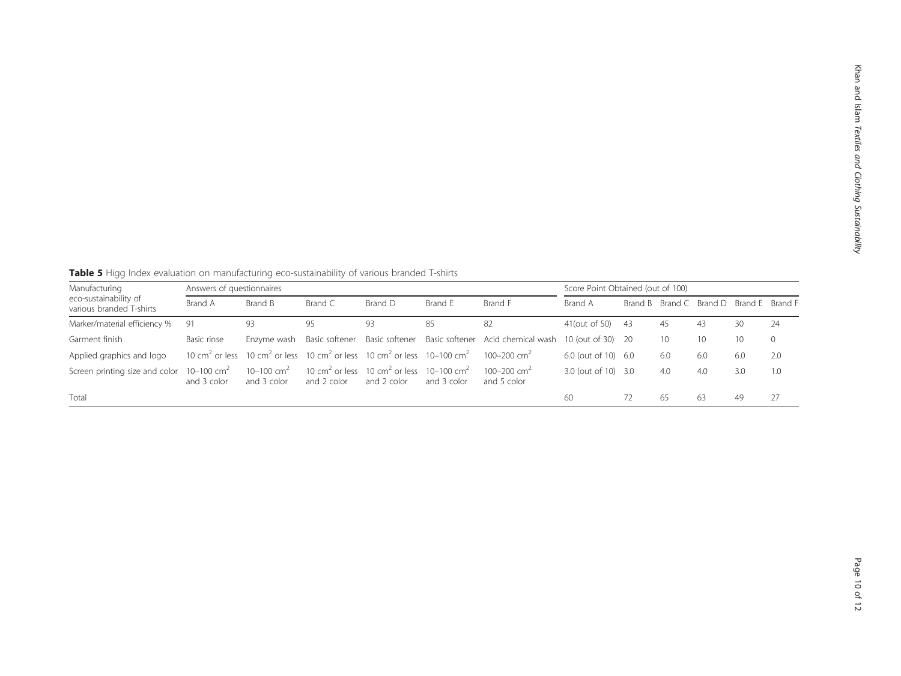**Table 5** Higg Index evaluation on manufacturing eco-sustainability of various branded T-shirts

| Manufacturing eco-sustainability of various branded T-shirts | Answers of questionnaires | | | | | | Score Point Obtained (out of 100) | | | | | |
|---|---|---|---|---|---|---|---|---|---|---|---|---|
| | Brand A | Brand B | Brand C | Brand D | Brand E | Brand F | Brand A | Brand B | Brand C | Brand D | Brand E | Brand F |
| Marker/material efficiency % | 91 | 93 | 95 | 93 | 85 | 82 | 41(out of 50) | 43 | 45 | 43 | 30 | 24 |
| Garment finish | Basic rinse | Enzyme wash | Basic softener | Basic softener | Basic softener | Acid chemical wash | 10 (out of 30) | 20 | 10 | 10 | 10 | 0 |
| Applied graphics and logo | 10 $cm^2$ or less | 10 $cm^2$ or less | 10 $cm^2$ or less | 10 $cm^2$ or less | 10–100 $cm^2$ | 100–200 $cm^2$ | 6.0 (out of 10) | 6.0 | 6.0 | 6.0 | 6.0 | 2.0 |
| Screen printing size and color | 10–100 $cm^2$ and 3 color | 10–100 $cm^2$ and 3 color | 10 $cm^2$ or less and 2 color | 10 $cm^2$ or less and 2 color | 10–100 $cm^2$ and 3 color | 100–200 $cm^2$ and 5 color | 3.0 (out of 10) | 3.0 | 4.0 | 4.0 | 3.0 | 1.0 |
| Total | | | | | | | 60 | 72 | 65 | 63 | 49 | 27 |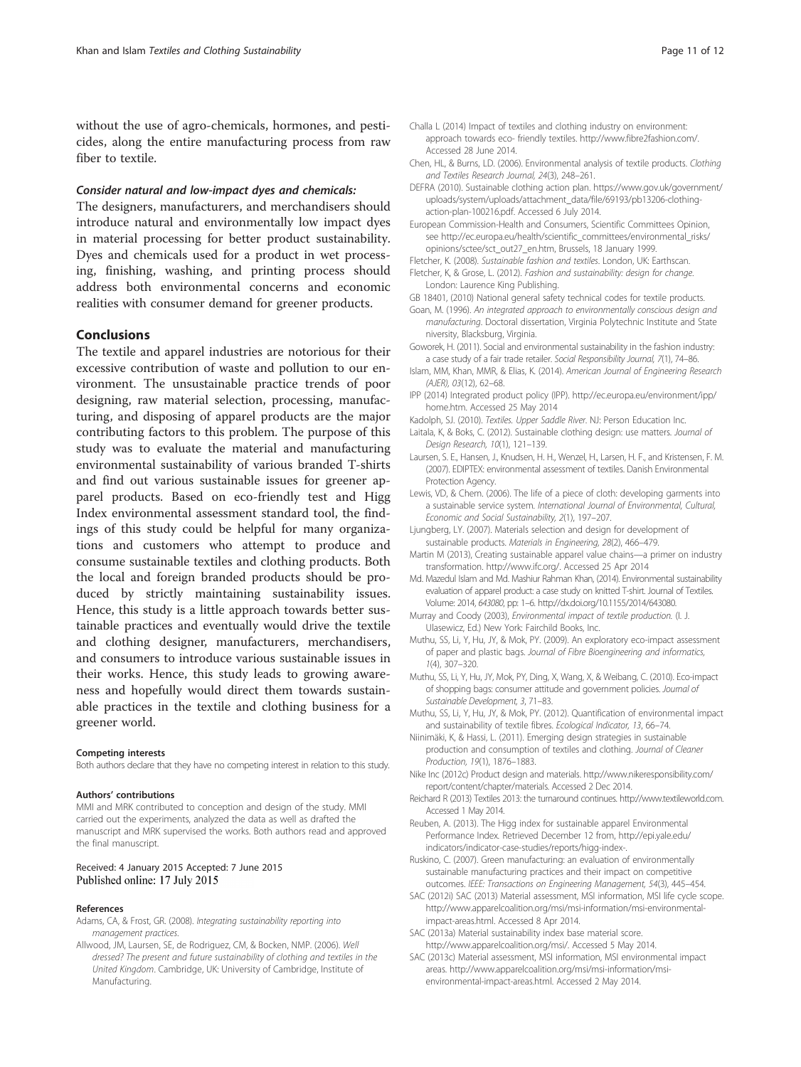without the use of agro-chemicals, hormones, and pesticides, along the entire manufacturing process from raw fiber to textile.

***Consider natural and low-impact dyes and chemicals:***

The designers, manufacturers, and merchandisers should introduce natural and environmentally low impact dyes in material processing for better product sustainability. Dyes and chemicals used for a product in wet processing, finishing, washing, and printing process should address both environmental concerns and economic realities with consumer demand for greener products.

## Conclusions

The textile and apparel industries are notorious for their excessive contribution of waste and pollution to our environment. The unsustainable practice trends of poor designing, raw material selection, processing, manufacturing, and disposing of apparel products are the major contributing factors to this problem. The purpose of this study was to evaluate the material and manufacturing environmental sustainability of various branded T-shirts and find out various sustainable issues for greener apparel products. Based on eco-friendly test and Higg Index environmental assessment standard tool, the findings of this study could be helpful for many organizations and customers who attempt to produce and consume sustainable textiles and clothing products. Both the local and foreign branded products should be produced by strictly maintaining sustainability issues. Hence, this study is a little approach towards better sustainable practices and eventually would drive the textile and clothing designer, manufacturers, merchandisers, and consumers to introduce various sustainable issues in their works. Hence, this study leads to growing awareness and hopefully would direct them towards sustainable practices in the textile and clothing business for a greener world.

#### Competing interests

Both authors declare that they have no competing interest in relation to this study.

#### Authors' contributions

MMI and MRK contributed to conception and design of the study. MMI carried out the experiments, analyzed the data as well as drafted the manuscript and MRK supervised the works. Both authors read and approved the final manuscript.

Received: 4 January 2015 Accepted: 7 June 2015
Published online: 17 July 2015

#### References

Adams, CA, & Frost, GR. (2008). *Integrating sustainability reporting into management practices*.

Allwood, JM, Laursen, SE, de Rodriguez, CM, & Bocken, NMP. (2006). *Well dressed? The present and future sustainability of clothing and textiles in the United Kingdom*. Cambridge, UK: University of Cambridge, Institute of Manufacturing.

Challa L (2014) Impact of textiles and clothing industry on environment: approach towards eco- friendly textiles. http://www.fibre2fashion.com/. Accessed 28 June 2014.

Chen, HL, & Burns, LD. (2006). Environmental analysis of textile products. *Clothing and Textiles Research Journal, 24*(3), 248–261.

DEFRA (2010). Sustainable clothing action plan. https://www.gov.uk/government/uploads/system/uploads/attachment_data/file/69193/pb13206-clothing-action-plan-100216.pdf. Accessed 6 July 2014.

European Commission-Health and Consumers, Scientific Committees Opinion, see http://ec.europa.eu/health/scientific_committees/environmental_risks/opinions/sctee/sct_out27_en.htm, Brussels, 18 January 1999.

Fletcher, K. (2008). *Sustainable fashion and textiles*. London, UK: Earthscan.

Fletcher, K, & Grose, L. (2012). *Fashion and sustainability: design for change*. London: Laurence King Publishing.

GB 18401, (2010) National general safety technical codes for textile products.

Goan, M. (1996). *An integrated approach to environmentally conscious design and manufacturing*. Doctoral dissertation, Virginia Polytechnic Institute and State niversity, Blacksburg, Virginia.

Goworek, H. (2011). Social and environmental sustainability in the fashion industry: a case study of a fair trade retailer. *Social Responsibility Journal, 7*(1), 74–86.

Islam, MM, Khan, MMR, & Elias, K. (2014). *American Journal of Engineering Research (AJER), 03*(12), 62–68.

IPP (2014) Integrated product policy (IPP). http://ec.europa.eu/environment/ipp/home.htm. Accessed 25 May 2014

Kadolph, SJ. (2010). *Textiles. Upper Saddle River*. NJ: Person Education Inc.

Laitala, K, & Boks, C. (2012). Sustainable clothing design: use matters. *Journal of Design Research, 10*(1), 121–139.

Laursen, S. E., Hansen, J., Knudsen, H. H., Wenzel, H., Larsen, H. F., and Kristensen, F. M. (2007). EDIPTEX: environmental assessment of textiles. Danish Environmental Protection Agency.

Lewis, VD, & Chem. (2006). The life of a piece of cloth: developing garments into a sustainable service system. *International Journal of Environmental, Cultural, Economic and Social Sustainability, 2*(1), 197–207.

Ljungberg, LY. (2007). Materials selection and design for development of sustainable products. *Materials in Engineering, 28*(2), 466–479.

Martin M (2013), Creating sustainable apparel value chains—a primer on industry transformation. http://www.ifc.org/. Accessed 25 Apr 2014

Md. Mazedul Islam and Md. Mashiur Rahman Khan, (2014). Environmental sustainability evaluation of apparel product: a case study on knitted T-shirt. Journal of Textiles. Volume: 2014, *643080*, pp: 1–6. http://dx.doi.org/10.1155/2014/643080.

Murray and Coody (2003), *Environmental impact of textile production*. (I. J. Ulasewicz, Ed.) New York: Fairchild Books, Inc.

Muthu, SS, Li, Y, Hu, JY, & Mok, PY. (2009). An exploratory eco-impact assessment of paper and plastic bags. *Journal of Fibre Bioengineering and informatics, 1*(4), 307–320.

Muthu, SS, Li, Y, Hu, JY, Mok, PY, Ding, X, Wang, X, & Weibang, C. (2010). Eco-impact of shopping bags: consumer attitude and government policies. *Journal of Sustainable Development, 3*, 71–83.

Muthu, SS, Li, Y, Hu, JY, & Mok, PY. (2012). Quantification of environmental impact and sustainability of textile fibres. *Ecological Indicator, 13*, 66–74.

Niinimäki, K, & Hassi, L. (2011). Emerging design strategies in sustainable production and consumption of textiles and clothing. *Journal of Cleaner Production, 19*(1), 1876–1883.

Nike Inc (2012c) Product design and materials. http://www.nikeresponsibility.com/report/content/chapter/materials. Accessed 2 Dec 2014.

Reichard R (2013) Textiles 2013: the turnaround continues. http://www.textileworld.com. Accessed 1 May 2014.

Reuben, A. (2013). The Higg index for sustainable apparel Environmental Performance Index. Retrieved December 12 from, http://epi.yale.edu/indicators/indicator-case-studies/reports/higg-index-.

Ruskino, C. (2007). Green manufacturing: an evaluation of environmentally sustainable manufacturing practices and their impact on competitive outcomes. *IEEE: Transactions on Engineering Management, 54*(3), 445–454.

SAC (2012i) SAC (2013) Material assessment, MSI information, MSI life cycle scope. http://www.apparelcoalition.org/msi/msi-information/msi-environmental-impact-areas.html. Accessed 8 Apr 2014.

SAC (2013a) Material sustainability index base material score. http://www.apparelcoalition.org/msi/. Accessed 5 May 2014.

SAC (2013c) Material assessment, MSI information, MSI environmental impact areas. http://www.apparelcoalition.org/msi/msi-information/msi-environmental-impact-areas.html. Accessed 2 May 2014.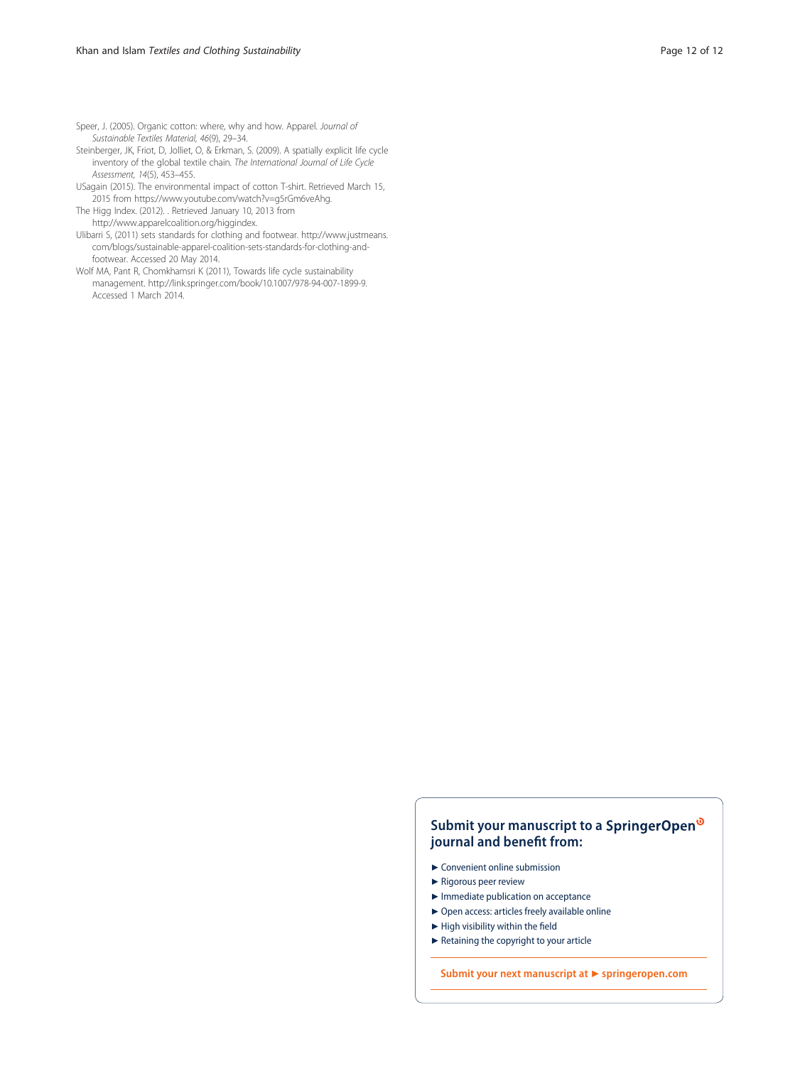Speer, J. (2005). Organic cotton: where, why and how. Apparel. *Journal of Sustainable Textiles Material, 46*(9), 29–34.

Steinberger, JK, Friot, D, Jolliet, O, & Erkman, S. (2009). A spatially explicit life cycle inventory of the global textile chain. *The International Journal of Life Cycle Assessment, 14*(5), 453–455.

USagain (2015). The environmental impact of cotton T-shirt. Retrieved March 15, 2015 from https://www.youtube.com/watch?v=g5rGm6veAhg.

The Higg Index. (2012). . Retrieved January 10, 2013 from http://www.apparelcoalition.org/higgindex.

Ulibarri S, (2011) sets standards for clothing and footwear. http://www.justmeans.com/blogs/sustainable-apparel-coalition-sets-standards-for-clothing-and-footwear. Accessed 20 May 2014.

Wolf MA, Pant R, Chomkhamsri K (2011), Towards life cycle sustainability management. http://link.springer.com/book/10.1007/978-94-007-1899-9. Accessed 1 March 2014.

**Submit your manuscript to a SpringerOpen journal and benefit from:**

- ► Convenient online submission
- ► Rigorous peer review
- ► Immediate publication on acceptance
- ► Open access: articles freely available online
- ► High visibility within the field
- ► Retaining the copyright to your article

**Submit your next manuscript at ► springeropen.com**